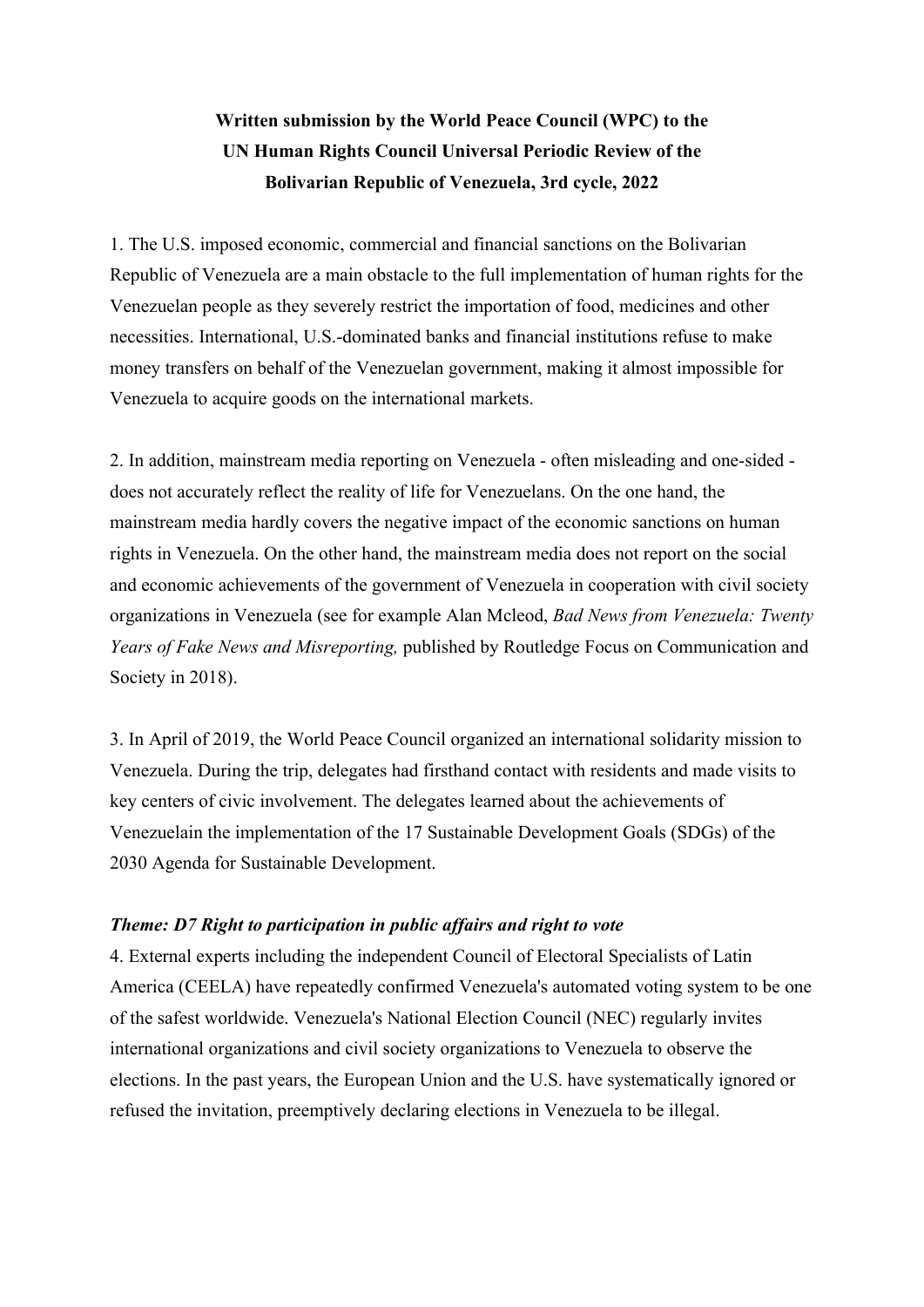**Written submission by the World Peace Council (WPC) to the UN Human Rights Council Universal Periodic Review of the Bolivarian Republic of Venezuela, 3rd cycle, 2022**

1. The U.S. imposed economic, commercial and financial sanctions on the Bolivarian Republic of Venezuela are a main obstacle to the full implementation of human rights for the Venezuelan people as they severely restrict the importation of food, medicines and other necessities. International, U.S.-dominated banks and financial institutions refuse to make money transfers on behalf of the Venezuelan government, making it almost impossible for Venezuela to acquire goods on the international markets.

2. In addition, mainstream media reporting on Venezuela - often misleading and one-sided - does not accurately reflect the reality of life for Venezuelans. On the one hand, the mainstream media hardly covers the negative impact of the economic sanctions on human rights in Venezuela. On the other hand, the mainstream media does not report on the social and economic achievements of the government of Venezuela in cooperation with civil society organizations in Venezuela (see for example Alan Mcleod, *Bad News from Venezuela: Twenty Years of Fake News and Misreporting,* published by Routledge Focus on Communication and Society in 2018).

3. In April of 2019, the World Peace Council organized an international solidarity mission to Venezuela. During the trip, delegates had firsthand contact with residents and made visits to key centers of civic involvement. The delegates learned about the achievements of Venezuelain the implementation of the 17 Sustainable Development Goals (SDGs) of the 2030 Agenda for Sustainable Development.

***Theme: D7 Right to participation in public affairs and right to vote***

4. External experts including the independent Council of Electoral Specialists of Latin America (CEELA) have repeatedly confirmed Venezuela's automated voting system to be one of the safest worldwide. Venezuela's National Election Council (NEC) regularly invites international organizations and civil society organizations to Venezuela to observe the elections. In the past years, the European Union and the U.S. have systematically ignored or refused the invitation, preemptively declaring elections in Venezuela to be illegal.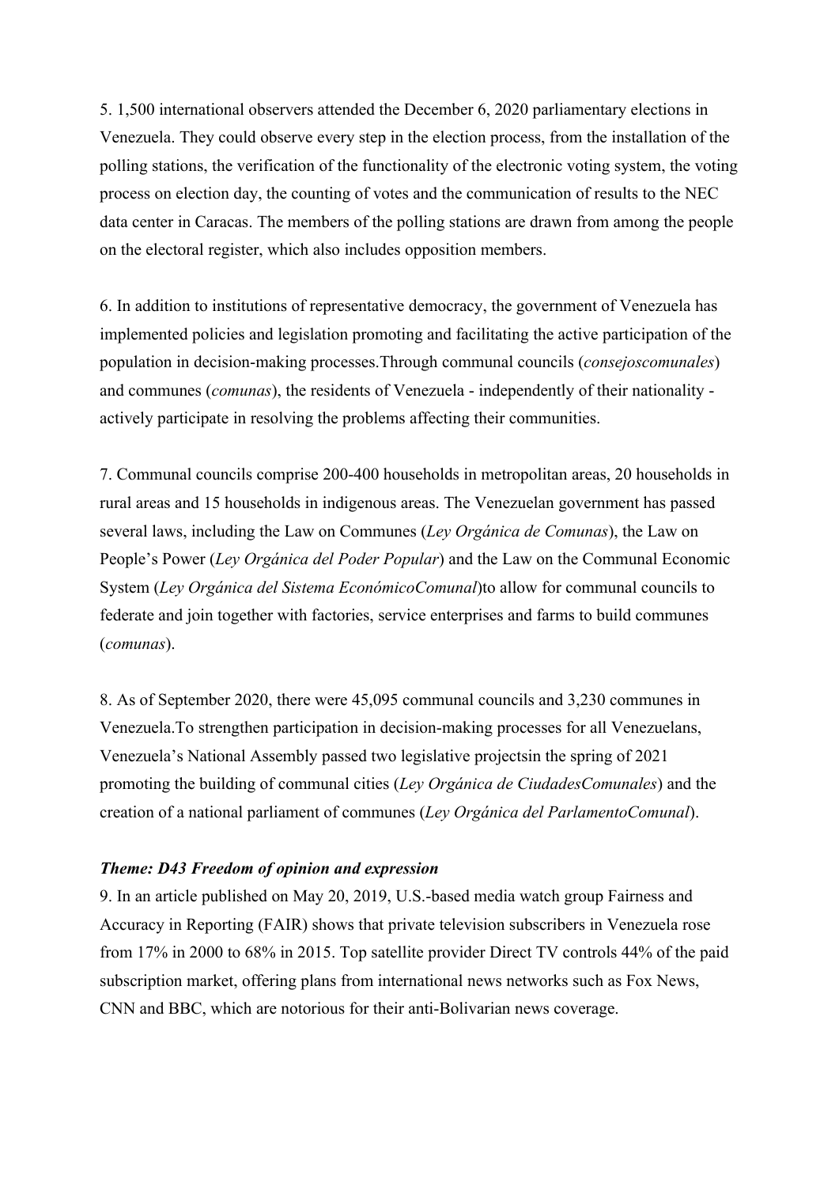5. 1,500 international observers attended the December 6, 2020 parliamentary elections in Venezuela. They could observe every step in the election process, from the installation of the polling stations, the verification of the functionality of the electronic voting system, the voting process on election day, the counting of votes and the communication of results to the NEC data center in Caracas. The members of the polling stations are drawn from among the people on the electoral register, which also includes opposition members.

6. In addition to institutions of representative democracy, the government of Venezuela has implemented policies and legislation promoting and facilitating the active participation of the population in decision-making processes.Through communal councils (*consejoscomunales*) and communes (*comunas*), the residents of Venezuela - independently of their nationality - actively participate in resolving the problems affecting their communities.

7. Communal councils comprise 200-400 households in metropolitan areas, 20 households in rural areas and 15 households in indigenous areas. The Venezuelan government has passed several laws, including the Law on Communes (*Ley Orgánica de Comunas*), the Law on People's Power (*Ley Orgánica del Poder Popular*) and the Law on the Communal Economic System (*Ley Orgánica del Sistema EconómicoComunal*)to allow for communal councils to federate and join together with factories, service enterprises and farms to build communes (*comunas*).

8. As of September 2020, there were 45,095 communal councils and 3,230 communes in Venezuela.To strengthen participation in decision-making processes for all Venezuelans, Venezuela's National Assembly passed two legislative projectsin the spring of 2021 promoting the building of communal cities (*Ley Orgánica de CiudadesComunales*) and the creation of a national parliament of communes (*Ley Orgánica del ParlamentoComunal*).

***Theme: D43 Freedom of opinion and expression***

9. In an article published on May 20, 2019, U.S.-based media watch group Fairness and Accuracy in Reporting (FAIR) shows that private television subscribers in Venezuela rose from 17% in 2000 to 68% in 2015. Top satellite provider Direct TV controls 44% of the paid subscription market, offering plans from international news networks such as Fox News, CNN and BBC, which are notorious for their anti-Bolivarian news coverage.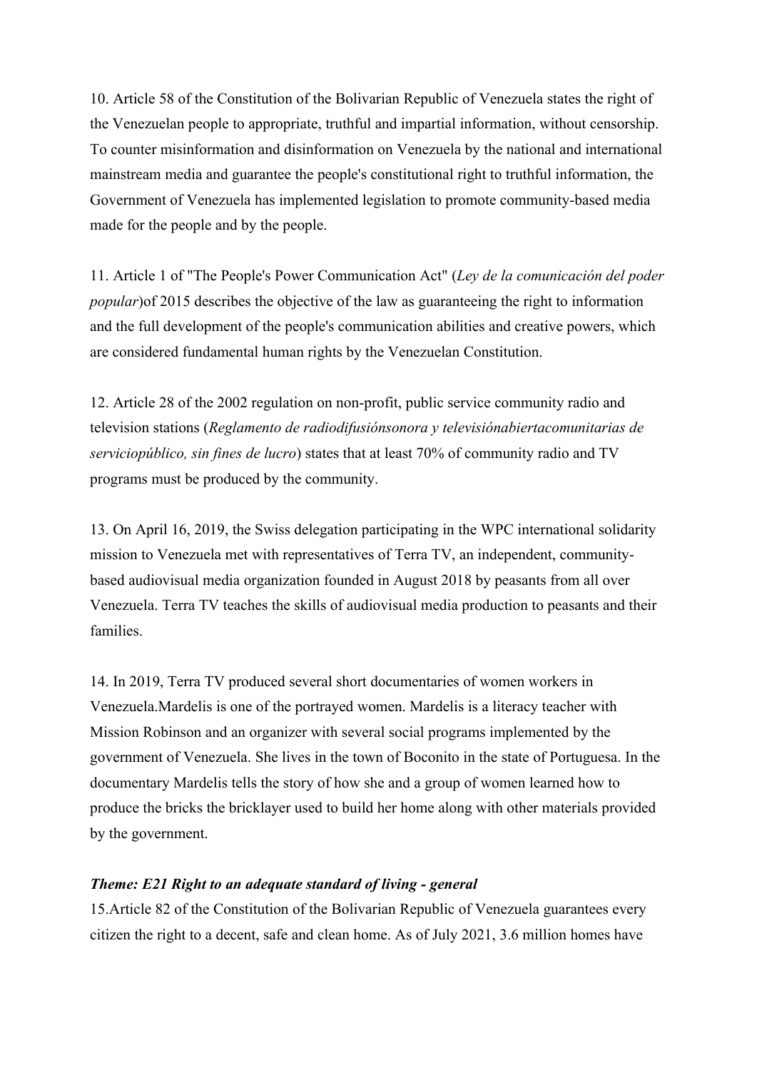10. Article 58 of the Constitution of the Bolivarian Republic of Venezuela states the right of the Venezuelan people to appropriate, truthful and impartial information, without censorship. To counter misinformation and disinformation on Venezuela by the national and international mainstream media and guarantee the people's constitutional right to truthful information, the Government of Venezuela has implemented legislation to promote community-based media made for the people and by the people.

11. Article 1 of "The People's Power Communication Act" (*Ley de la comunicación del poder popular*)of 2015 describes the objective of the law as guaranteeing the right to information and the full development of the people's communication abilities and creative powers, which are considered fundamental human rights by the Venezuelan Constitution.

12. Article 28 of the 2002 regulation on non-profit, public service community radio and television stations (*Reglamento de radiodifusiónsonora y televisiónabiertacomunitarias de serviciopúblico, sin fines de lucro*) states that at least 70% of community radio and TV programs must be produced by the community.

13. On April 16, 2019, the Swiss delegation participating in the WPC international solidarity mission to Venezuela met with representatives of Terra TV, an independent, community-based audiovisual media organization founded in August 2018 by peasants from all over Venezuela. Terra TV teaches the skills of audiovisual media production to peasants and their families.

14. In 2019, Terra TV produced several short documentaries of women workers in Venezuela.Mardelis is one of the portrayed women. Mardelis is a literacy teacher with Mission Robinson and an organizer with several social programs implemented by the government of Venezuela. She lives in the town of Boconito in the state of Portuguesa. In the documentary Mardelis tells the story of how she and a group of women learned how to produce the bricks the bricklayer used to build her home along with other materials provided by the government.

***Theme: E21 Right to an adequate standard of living - general***

15.Article 82 of the Constitution of the Bolivarian Republic of Venezuela guarantees every citizen the right to a decent, safe and clean home. As of July 2021, 3.6 million homes have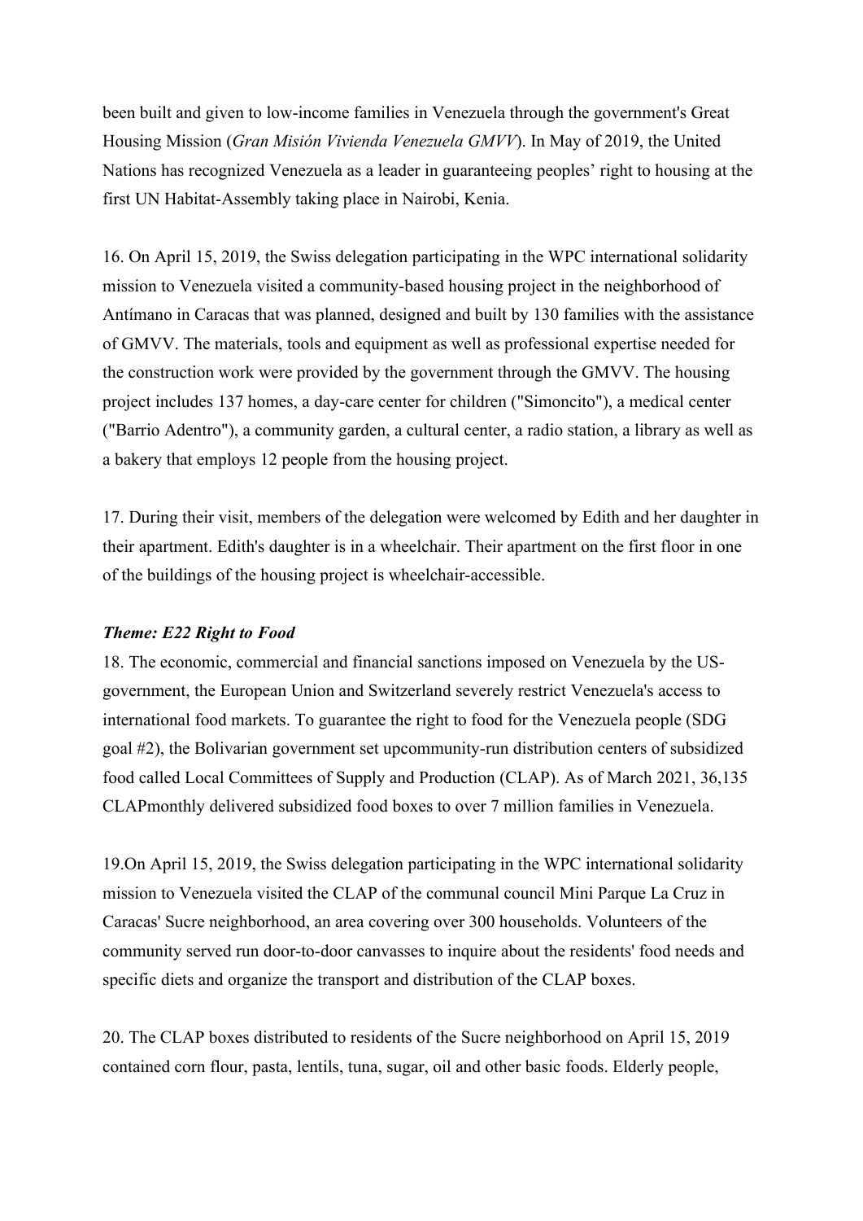been built and given to low-income families in Venezuela through the government's Great Housing Mission (*Gran Misión Vivienda Venezuela GMVV*). In May of 2019, the United Nations has recognized Venezuela as a leader in guaranteeing peoples' right to housing at the first UN Habitat-Assembly taking place in Nairobi, Kenia.

16. On April 15, 2019, the Swiss delegation participating in the WPC international solidarity mission to Venezuela visited a community-based housing project in the neighborhood of Antímano in Caracas that was planned, designed and built by 130 families with the assistance of GMVV. The materials, tools and equipment as well as professional expertise needed for the construction work were provided by the government through the GMVV. The housing project includes 137 homes, a day-care center for children ("Simoncito"), a medical center ("Barrio Adentro"), a community garden, a cultural center, a radio station, a library as well as a bakery that employs 12 people from the housing project.

17. During their visit, members of the delegation were welcomed by Edith and her daughter in their apartment. Edith's daughter is in a wheelchair. Their apartment on the first floor in one of the buildings of the housing project is wheelchair-accessible.

***Theme: E22 Right to Food***

18. The economic, commercial and financial sanctions imposed on Venezuela by the US-government, the European Union and Switzerland severely restrict Venezuela's access to international food markets. To guarantee the right to food for the Venezuela people (SDG goal #2), the Bolivarian government set upcommunity-run distribution centers of subsidized food called Local Committees of Supply and Production (CLAP). As of March 2021, 36,135 CLAPmonthly delivered subsidized food boxes to over 7 million families in Venezuela.

19.On April 15, 2019, the Swiss delegation participating in the WPC international solidarity mission to Venezuela visited the CLAP of the communal council Mini Parque La Cruz in Caracas' Sucre neighborhood, an area covering over 300 households. Volunteers of the community served run door-to-door canvasses to inquire about the residents' food needs and specific diets and organize the transport and distribution of the CLAP boxes.

20. The CLAP boxes distributed to residents of the Sucre neighborhood on April 15, 2019 contained corn flour, pasta, lentils, tuna, sugar, oil and other basic foods. Elderly people,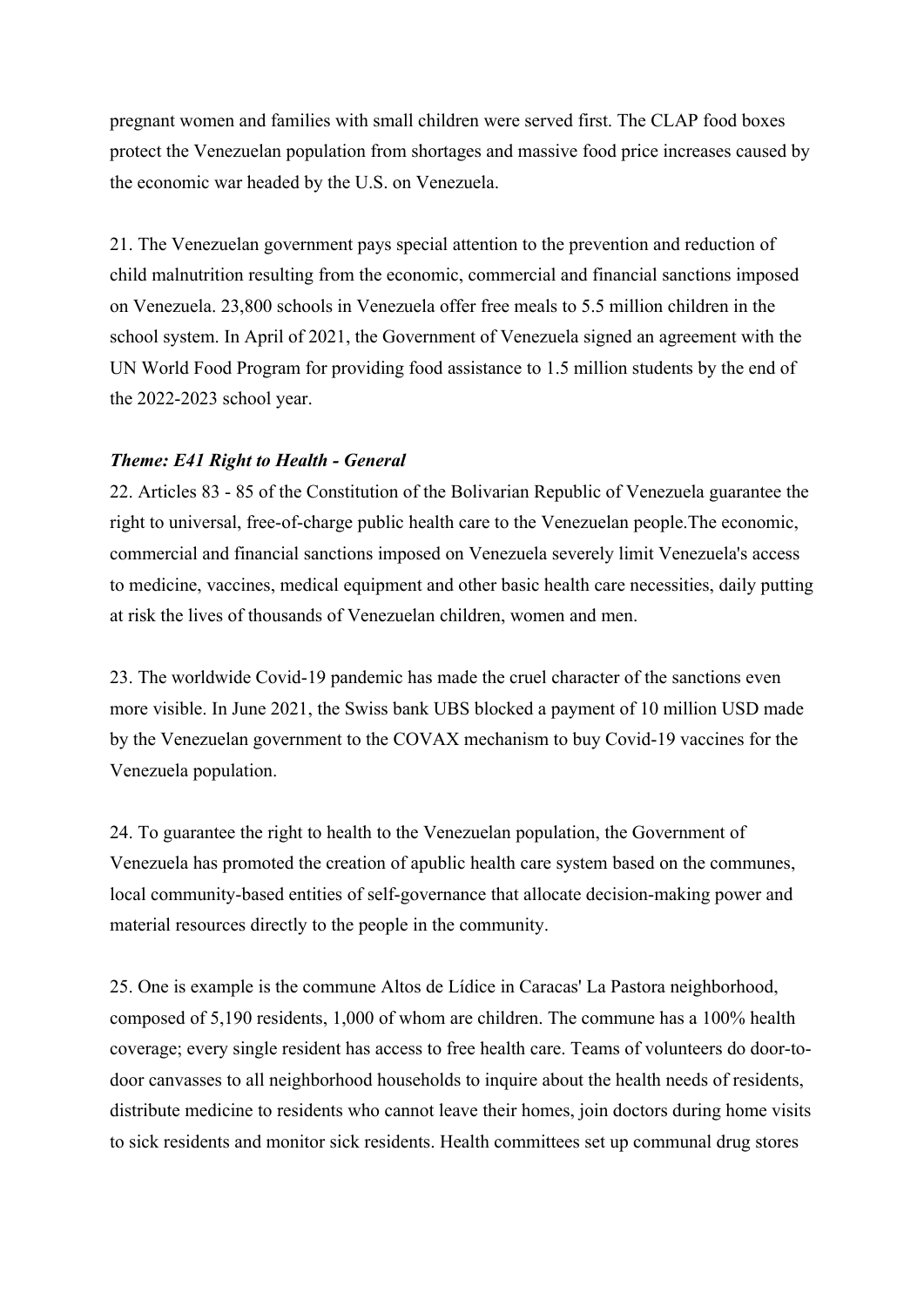pregnant women and families with small children were served first. The CLAP food boxes protect the Venezuelan population from shortages and massive food price increases caused by the economic war headed by the U.S. on Venezuela.

21. The Venezuelan government pays special attention to the prevention and reduction of child malnutrition resulting from the economic, commercial and financial sanctions imposed on Venezuela. 23,800 schools in Venezuela offer free meals to 5.5 million children in the school system. In April of 2021, the Government of Venezuela signed an agreement with the UN World Food Program for providing food assistance to 1.5 million students by the end of the 2022-2023 school year.

***Theme: E41 Right to Health - General***

22. Articles 83 - 85 of the Constitution of the Bolivarian Republic of Venezuela guarantee the right to universal, free-of-charge public health care to the Venezuelan people.The economic, commercial and financial sanctions imposed on Venezuela severely limit Venezuela's access to medicine, vaccines, medical equipment and other basic health care necessities, daily putting at risk the lives of thousands of Venezuelan children, women and men.

23. The worldwide Covid-19 pandemic has made the cruel character of the sanctions even more visible. In June 2021, the Swiss bank UBS blocked a payment of 10 million USD made by the Venezuelan government to the COVAX mechanism to buy Covid-19 vaccines for the Venezuela population.

24. To guarantee the right to health to the Venezuelan population, the Government of Venezuela has promoted the creation of apublic health care system based on the communes, local community-based entities of self-governance that allocate decision-making power and material resources directly to the people in the community.

25. One is example is the commune Altos de Lídice in Caracas' La Pastora neighborhood, composed of 5,190 residents, 1,000 of whom are children. The commune has a 100% health coverage; every single resident has access to free health care. Teams of volunteers do door-to-door canvasses to all neighborhood households to inquire about the health needs of residents, distribute medicine to residents who cannot leave their homes, join doctors during home visits to sick residents and monitor sick residents. Health committees set up communal drug stores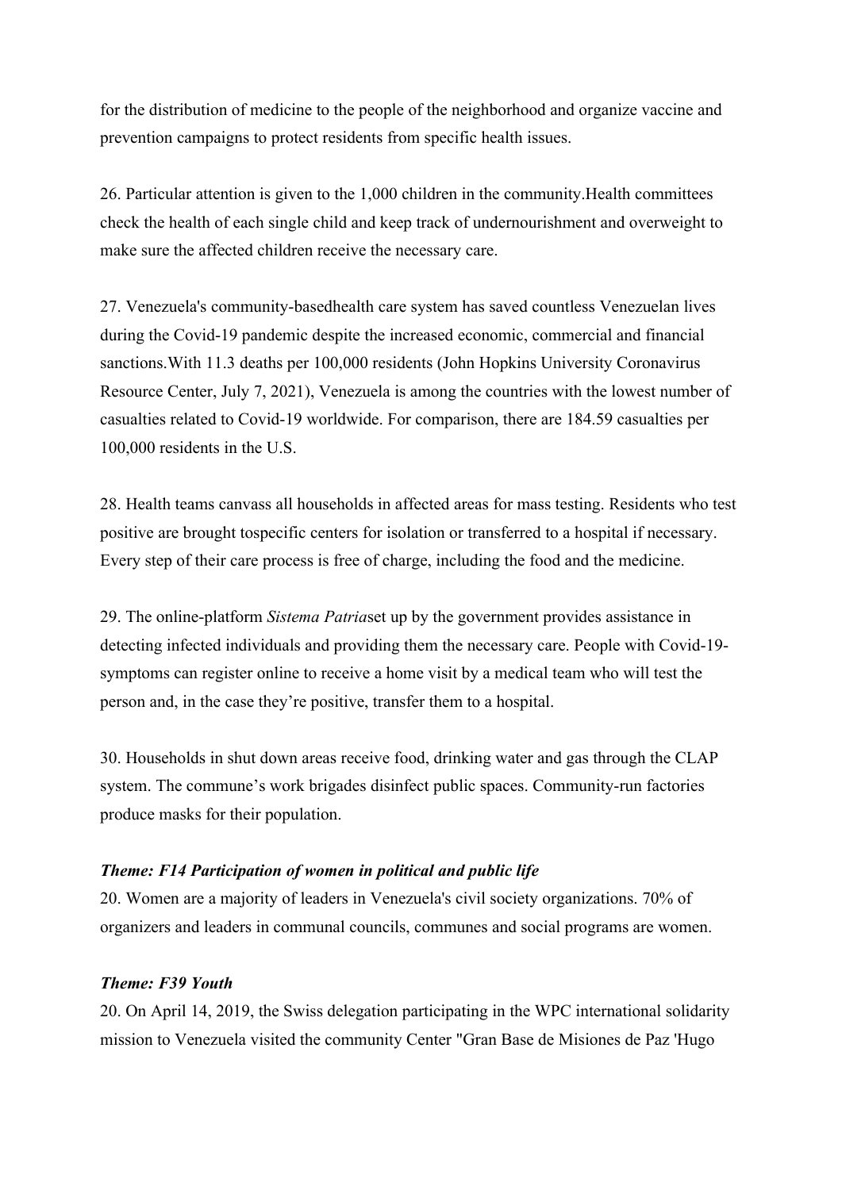for the distribution of medicine to the people of the neighborhood and organize vaccine and prevention campaigns to protect residents from specific health issues.

26. Particular attention is given to the 1,000 children in the community.Health committees check the health of each single child and keep track of undernourishment and overweight to make sure the affected children receive the necessary care.

27. Venezuela's community-basedhealth care system has saved countless Venezuelan lives during the Covid-19 pandemic despite the increased economic, commercial and financial sanctions.With 11.3 deaths per 100,000 residents (John Hopkins University Coronavirus Resource Center, July 7, 2021), Venezuela is among the countries with the lowest number of casualties related to Covid-19 worldwide. For comparison, there are 184.59 casualties per 100,000 residents in the U.S.

28. Health teams canvass all households in affected areas for mass testing. Residents who test positive are brought tospecific centers for isolation or transferred to a hospital if necessary. Every step of their care process is free of charge, including the food and the medicine.

29. The online-platform *Sistema Patria*set up by the government provides assistance in detecting infected individuals and providing them the necessary care. People with Covid-19-symptoms can register online to receive a home visit by a medical team who will test the person and, in the case they're positive, transfer them to a hospital.

30. Households in shut down areas receive food, drinking water and gas through the CLAP system. The commune's work brigades disinfect public spaces. Community-run factories produce masks for their population.

***Theme: F14 Participation of women in political and public life***

20. Women are a majority of leaders in Venezuela's civil society organizations. 70% of organizers and leaders in communal councils, communes and social programs are women.

***Theme: F39 Youth***

20. On April 14, 2019, the Swiss delegation participating in the WPC international solidarity mission to Venezuela visited the community Center "Gran Base de Misiones de Paz 'Hugo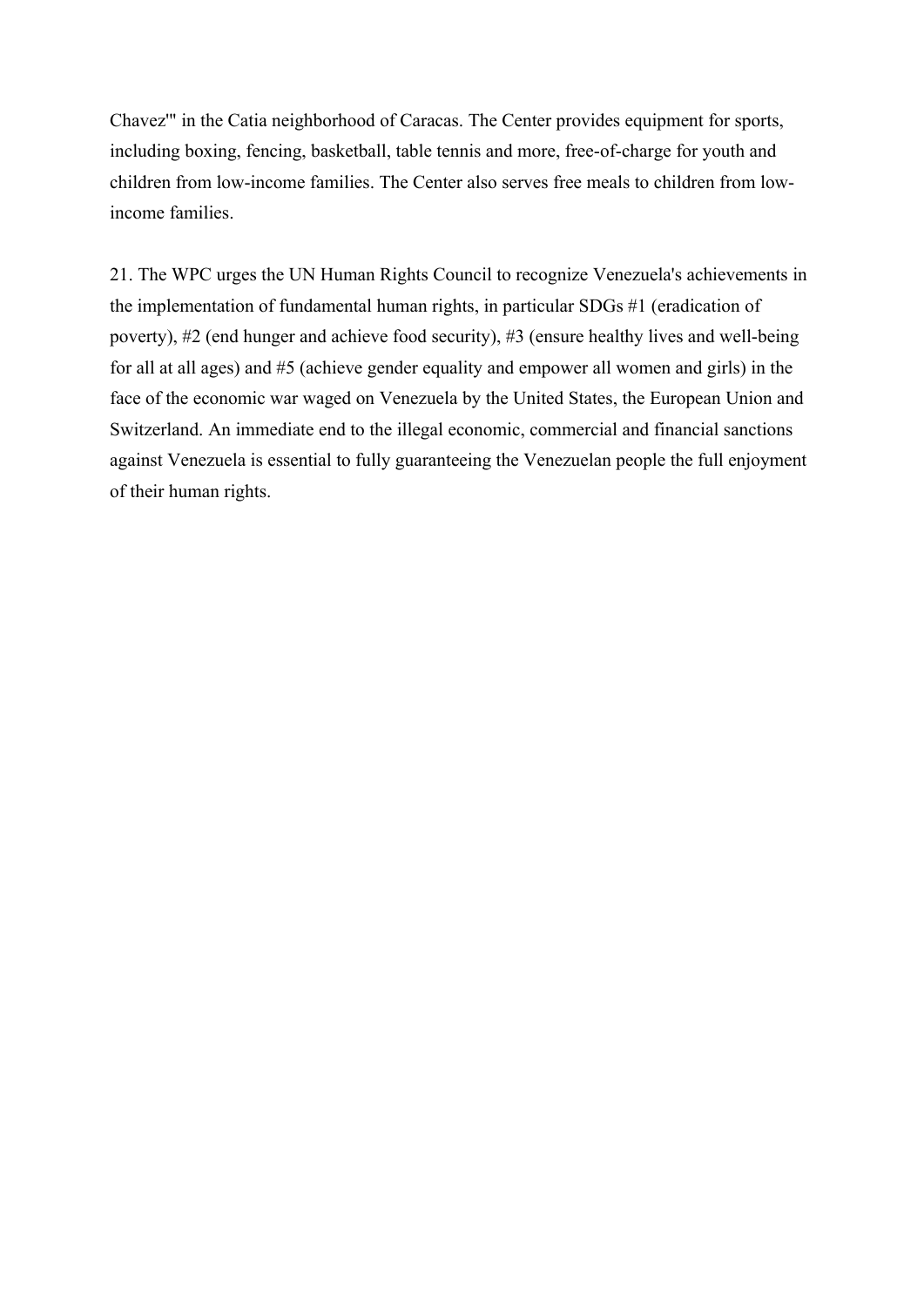Chavez'" in the Catia neighborhood of Caracas. The Center provides equipment for sports, including boxing, fencing, basketball, table tennis and more, free-of-charge for youth and children from low-income families. The Center also serves free meals to children from low-income families.

21. The WPC urges the UN Human Rights Council to recognize Venezuela's achievements in the implementation of fundamental human rights, in particular SDGs #1 (eradication of poverty), #2 (end hunger and achieve food security), #3 (ensure healthy lives and well-being for all at all ages) and #5 (achieve gender equality and empower all women and girls) in the face of the economic war waged on Venezuela by the United States, the European Union and Switzerland. An immediate end to the illegal economic, commercial and financial sanctions against Venezuela is essential to fully guaranteeing the Venezuelan people the full enjoyment of their human rights.